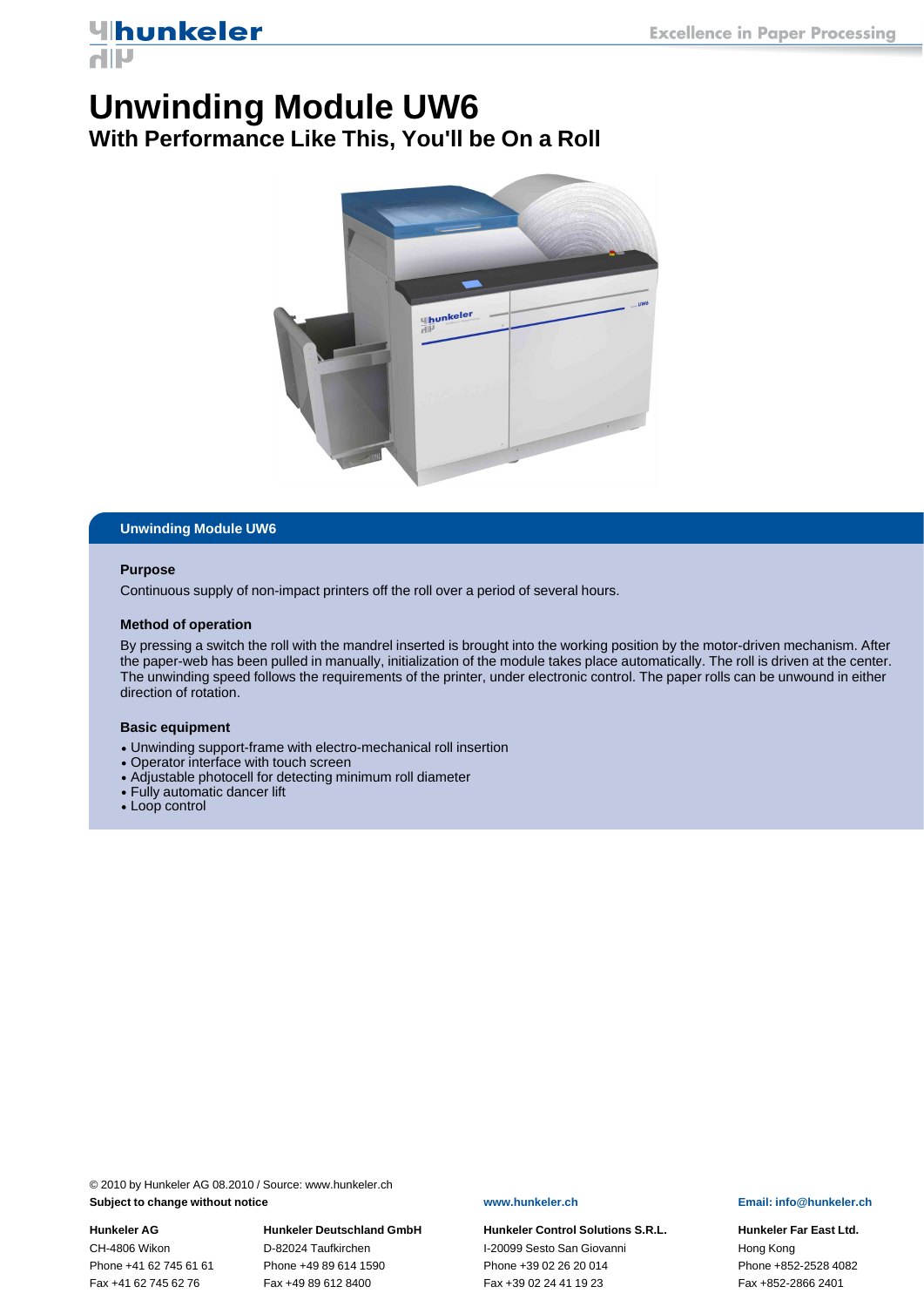# Unwinding Module UW6

## With Performance Like This, You'll be On a Roll

## Unwinding Module UW6

### Purpose

Continuous supply of non-impact printers off the roll over a period of several hours.

### Method of operation

By pressing a switch the roll with the mandrel inserted is brought into the working position by the motor-driven mechanism. After the paper-web has been pulled in manually, initialization of the module takes place automatically. The roll is driven at the center. The unwinding speed follows the requirements of the printer, under electronic control. The paper rolls can be unwound in either direction of rotation.

### Basic equipment

- Unwinding support-frame with electro-mechanical roll insertion
- Operator interface with touch screen
- Adjustable photocell for detecting minimum roll diameter
- Fully automatic dancer lift
- Loop control

© 2010 by Hunkeler AG 08.2010 / Source: www.hunkeler.ch
**Subject to change without notice**

**www.hunkeler.ch**

**Email: info@hunkeler.ch**

**Hunkeler AG**
CH-4806 Wikon
Phone +41 62 745 61 61
Fax +41 62 745 62 76

**Hunkeler Deutschland GmbH**
D-82024 Taufkirchen
Phone +49 89 614 1590
Fax +49 89 612 8400

**Hunkeler Control Solutions S.R.L.**
I-20099 Sesto San Giovanni
Phone +39 02 26 20 014
Fax +39 02 24 41 19 23

**Hunkeler Far East Ltd.**
Hong Kong
Phone +852-2528 4082
Fax +852-2866 2401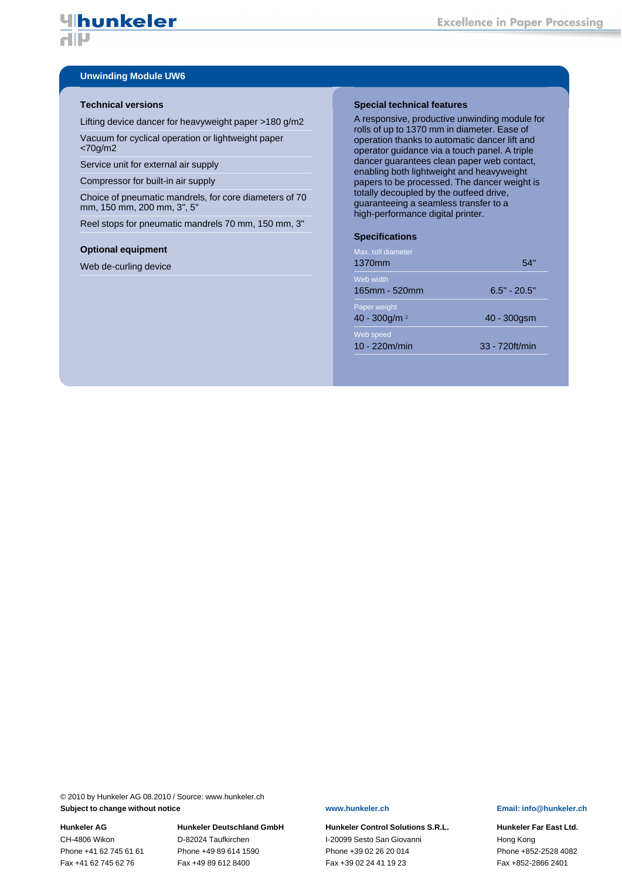## Unwinding Module UW6

### Technical versions

- Lifting device dancer for heavyweight paper >180 g/m2
- Vacuum for cyclical operation or lightweight paper <70g/m2
- Service unit for external air supply
- Compressor for built-in air supply
- Choice of pneumatic mandrels, for core diameters of 70 mm, 150 mm, 200 mm, 3", 5"
- Reel stops for pneumatic mandrels 70 mm, 150 mm, 3"

### Optional equipment

- Web de-curling device

### Special technical features

A responsive, productive unwinding module for rolls of up to 1370 mm in diameter. Ease of operation thanks to automatic dancer lift and operator guidance via a touch panel. A triple dancer guarantees clean paper web contact, enabling both lightweight and heavyweight papers to be processed. The dancer weight is totally decoupled by the outfeed drive, guaranteeing a seamless transfer to a high-performance digital printer.

### Specifications

| | | |
|---|---|---|
| Max. roll diameter | 1370mm | 54" |
| Web width | 165mm - 520mm | 6.5" - 20.5" |
| Paper weight | 40 - 300g/m $^2$ | 40 - 300gsm |
| Web speed | 10 - 220m/min | 33 - 720ft/min |

© 2010 by Hunkeler AG 08.2010 / Source: www.hunkeler.ch

**Subject to change without notice**

**www.hunkeler.ch**

**Email: info@hunkeler.ch**

**Hunkeler AG**
CH-4806 Wikon
Phone +41 62 745 61 61
Fax +41 62 745 62 76

**Hunkeler Deutschland GmbH**
D-82024 Taufkirchen
Phone +49 89 614 1590
Fax +49 89 612 8400

**Hunkeler Control Solutions S.R.L.**
I-20099 Sesto San Giovanni
Phone +39 02 26 20 014
Fax +39 02 24 41 19 23

**Hunkeler Far East Ltd.**
Hong Kong
Phone +852-2528 4082
Fax +852-2866 2401